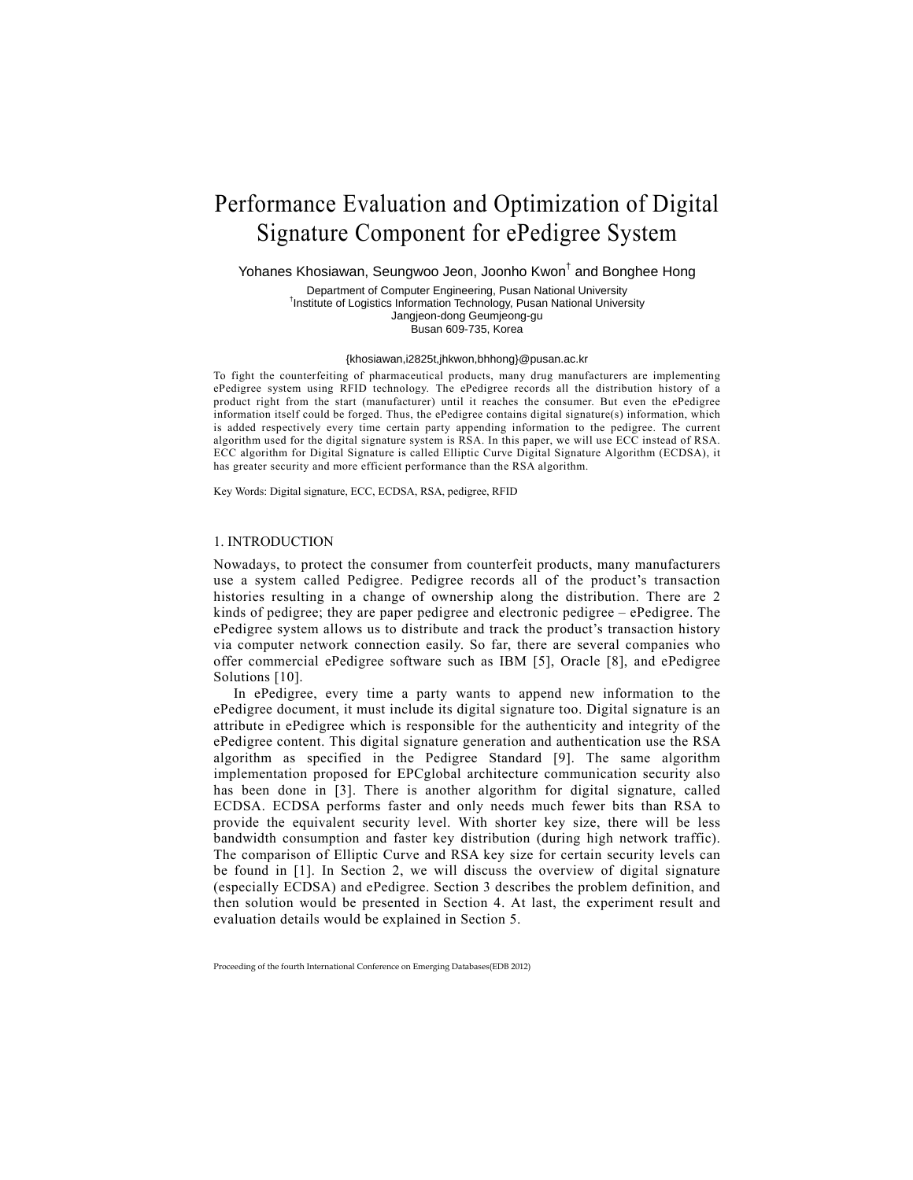# Performance Evaluation and Optimization of Digital Signature Component for ePedigree System

Yohanes Khosiawan, Seungwoo Jeon, Joonho Kwon[†] and Bonghee Hong

Department of Computer Engineering, Pusan National University
[†]Institute of Logistics Information Technology, Pusan National University
Jangjeon-dong Geumjeong-gu
Busan 609-735, Korea

{khosiawan,i2825t,jhkwon,bhhong}@pusan.ac.kr

To fight the counterfeiting of pharmaceutical products, many drug manufacturers are implementing ePedigree system using RFID technology. The ePedigree records all the distribution history of a product right from the start (manufacturer) until it reaches the consumer. But even the ePedigree information itself could be forged. Thus, the ePedigree contains digital signature(s) information, which is added respectively every time certain party appending information to the pedigree. The current algorithm used for the digital signature system is RSA. In this paper, we will use ECC instead of RSA. ECC algorithm for Digital Signature is called Elliptic Curve Digital Signature Algorithm (ECDSA), it has greater security and more efficient performance than the RSA algorithm.

Key Words: Digital signature, ECC, ECDSA, RSA, pedigree, RFID

## 1. INTRODUCTION

Nowadays, to protect the consumer from counterfeit products, many manufacturers use a system called Pedigree. Pedigree records all of the product's transaction histories resulting in a change of ownership along the distribution. There are 2 kinds of pedigree; they are paper pedigree and electronic pedigree – ePedigree. The ePedigree system allows us to distribute and track the product's transaction history via computer network connection easily. So far, there are several companies who offer commercial ePedigree software such as IBM [5], Oracle [8], and ePedigree Solutions [10].

In ePedigree, every time a party wants to append new information to the ePedigree document, it must include its digital signature too. Digital signature is an attribute in ePedigree which is responsible for the authenticity and integrity of the ePedigree content. This digital signature generation and authentication use the RSA algorithm as specified in the Pedigree Standard [9]. The same algorithm implementation proposed for EPCglobal architecture communication security also has been done in [3]. There is another algorithm for digital signature, called ECDSA. ECDSA performs faster and only needs much fewer bits than RSA to provide the equivalent security level. With shorter key size, there will be less bandwidth consumption and faster key distribution (during high network traffic). The comparison of Elliptic Curve and RSA key size for certain security levels can be found in [1]. In Section 2, we will discuss the overview of digital signature (especially ECDSA) and ePedigree. Section 3 describes the problem definition, and then solution would be presented in Section 4. At last, the experiment result and evaluation details would be explained in Section 5.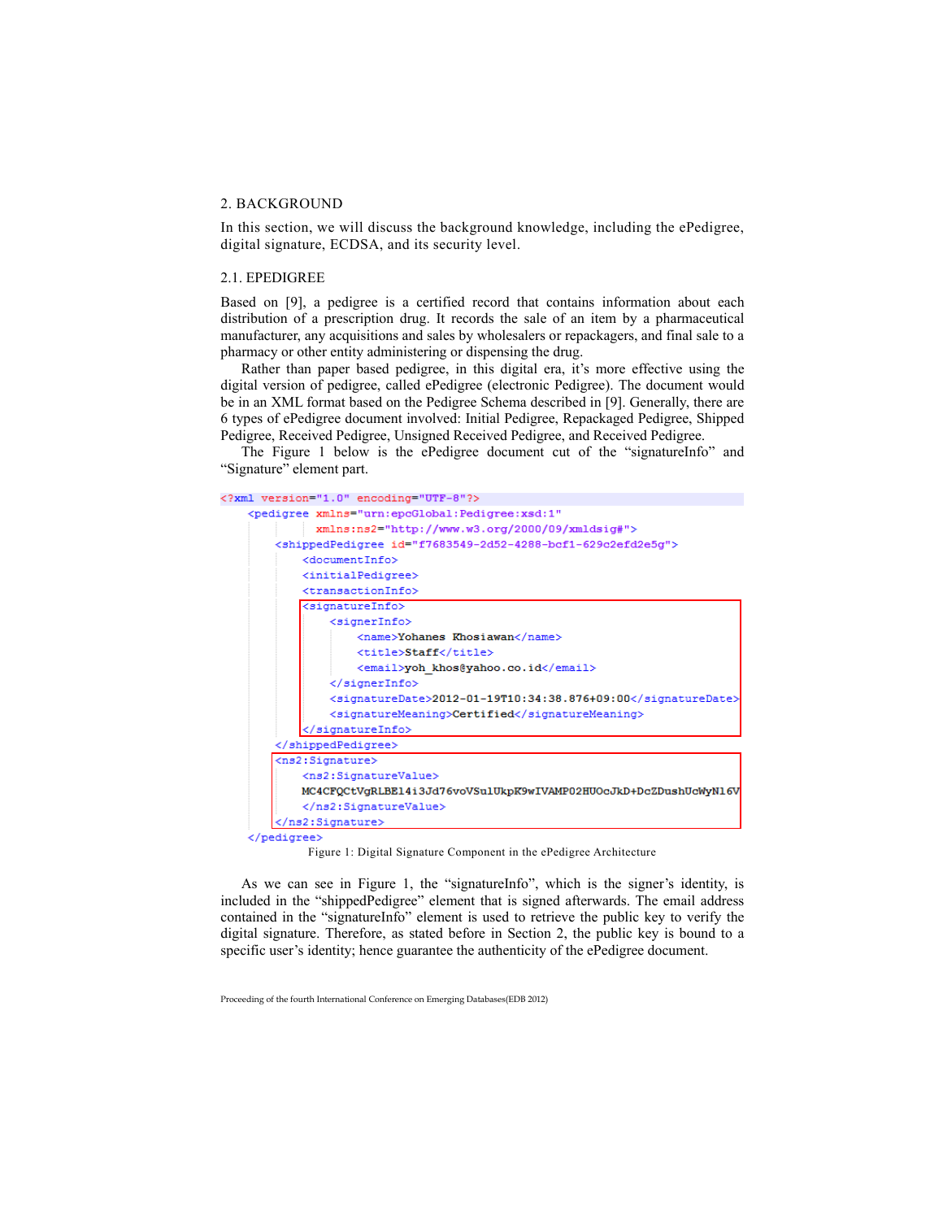## 2. BACKGROUND

In this section, we will discuss the background knowledge, including the ePedigree, digital signature, ECDSA, and its security level.

### 2.1. EPEDIGREE

Based on [9], a pedigree is a certified record that contains information about each distribution of a prescription drug. It records the sale of an item by a pharmaceutical manufacturer, any acquisitions and sales by wholesalers or repackagers, and final sale to a pharmacy or other entity administering or dispensing the drug.

Rather than paper based pedigree, in this digital era, it's more effective using the digital version of pedigree, called ePedigree (electronic Pedigree). The document would be in an XML format based on the Pedigree Schema described in [9]. Generally, there are 6 types of ePedigree document involved: Initial Pedigree, Repackaged Pedigree, Shipped Pedigree, Received Pedigree, Unsigned Received Pedigree, and Received Pedigree.

The Figure 1 below is the ePedigree document cut of the "signatureInfo" and "Signature" element part.

```xml
<?xml version="1.0" encoding="UTF-8"?>
    <pedigree xmlns="urn:epcGlobal:Pedigree:xsd:1"
              xmlns:ns2="http://www.w3.org/2000/09/xmldsig#">
        <shippedPedigree id="f7683549-2d52-4288-bcf1-629c2efd2e5g">
            <documentInfo>
            <initialPedigree>
            <transactionInfo>
            <signatureInfo>
                <signerInfo>
                    <name>Yohanes Khosiawan</name>
                    <title>Staff</title>
                    <email>yoh_khos@yahoo.co.id</email>
                </signerInfo>
                <signatureDate>2012-01-19T10:34:38.876+09:00</signatureDate>
                <signatureMeaning>Certified</signatureMeaning>
            </signatureInfo>
        </shippedPedigree>
        <ns2:Signature>
            <ns2:SignatureValue>
            MC4CFQCtVgRLBEl4i3Jd76voVSulUkpK9wIVAMP02HUOcJkD+DcZDushUcWyNl6V
            </ns2:SignatureValue>
        </ns2:Signature>
    </pedigree>
```

Figure 1: Digital Signature Component in the ePedigree Architecture

As we can see in Figure 1, the "signatureInfo", which is the signer's identity, is included in the "shippedPedigree" element that is signed afterwards. The email address contained in the "signatureInfo" element is used to retrieve the public key to verify the digital signature. Therefore, as stated before in Section 2, the public key is bound to a specific user's identity; hence guarantee the authenticity of the ePedigree document.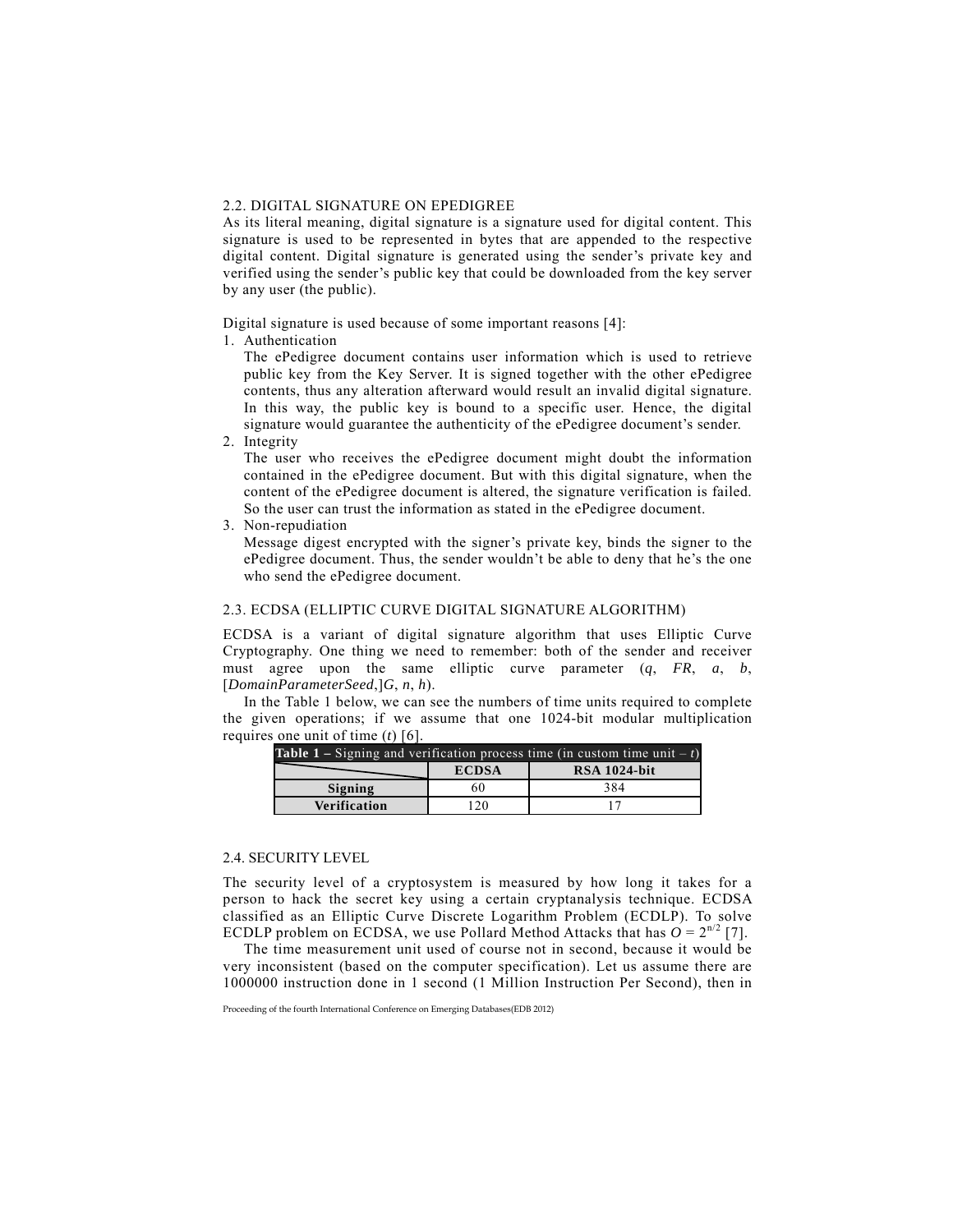## 2.2. DIGITAL SIGNATURE ON EPEDIGREE

As its literal meaning, digital signature is a signature used for digital content. This signature is used to be represented in bytes that are appended to the respective digital content. Digital signature is generated using the sender's private key and verified using the sender's public key that could be downloaded from the key server by any user (the public).

Digital signature is used because of some important reasons [4]:

1. Authentication

   The ePedigree document contains user information which is used to retrieve public key from the Key Server. It is signed together with the other ePedigree contents, thus any alteration afterward would result an invalid digital signature. In this way, the public key is bound to a specific user. Hence, the digital signature would guarantee the authenticity of the ePedigree document's sender.

2. Integrity

   The user who receives the ePedigree document might doubt the information contained in the ePedigree document. But with this digital signature, when the content of the ePedigree document is altered, the signature verification is failed. So the user can trust the information as stated in the ePedigree document.

3. Non-repudiation

   Message digest encrypted with the signer's private key, binds the signer to the ePedigree document. Thus, the sender wouldn't be able to deny that he's the one who send the ePedigree document.

## 2.3. ECDSA (ELLIPTIC CURVE DIGITAL SIGNATURE ALGORITHM)

ECDSA is a variant of digital signature algorithm that uses Elliptic Curve Cryptography. One thing we need to remember: both of the sender and receiver must agree upon the same elliptic curve parameter ($q$, $FR$, $a$, $b$, [$DomainParameterSeed$,]$G$, $n$, $h$).

In the Table 1 below, we can see the numbers of time units required to complete the given operations; if we assume that one 1024-bit modular multiplication requires one unit of time ($t$) [6].

**Table 1 –** Signing and verification process time (in custom time unit – $t$)

| | ECDSA | RSA 1024-bit |
|---|---|---|
| **Signing** | 60 | 384 |
| **Verification** | 120 | 17 |

## 2.4. SECURITY LEVEL

The security level of a cryptosystem is measured by how long it takes for a person to hack the secret key using a certain cryptanalysis technique. ECDSA classified as an Elliptic Curve Discrete Logarithm Problem (ECDLP). To solve ECDLP problem on ECDSA, we use Pollard Method Attacks that has $O = 2^{n/2}$ [7].

The time measurement unit used of course not in second, because it would be very inconsistent (based on the computer specification). Let us assume there are 1000000 instruction done in 1 second (1 Million Instruction Per Second), then in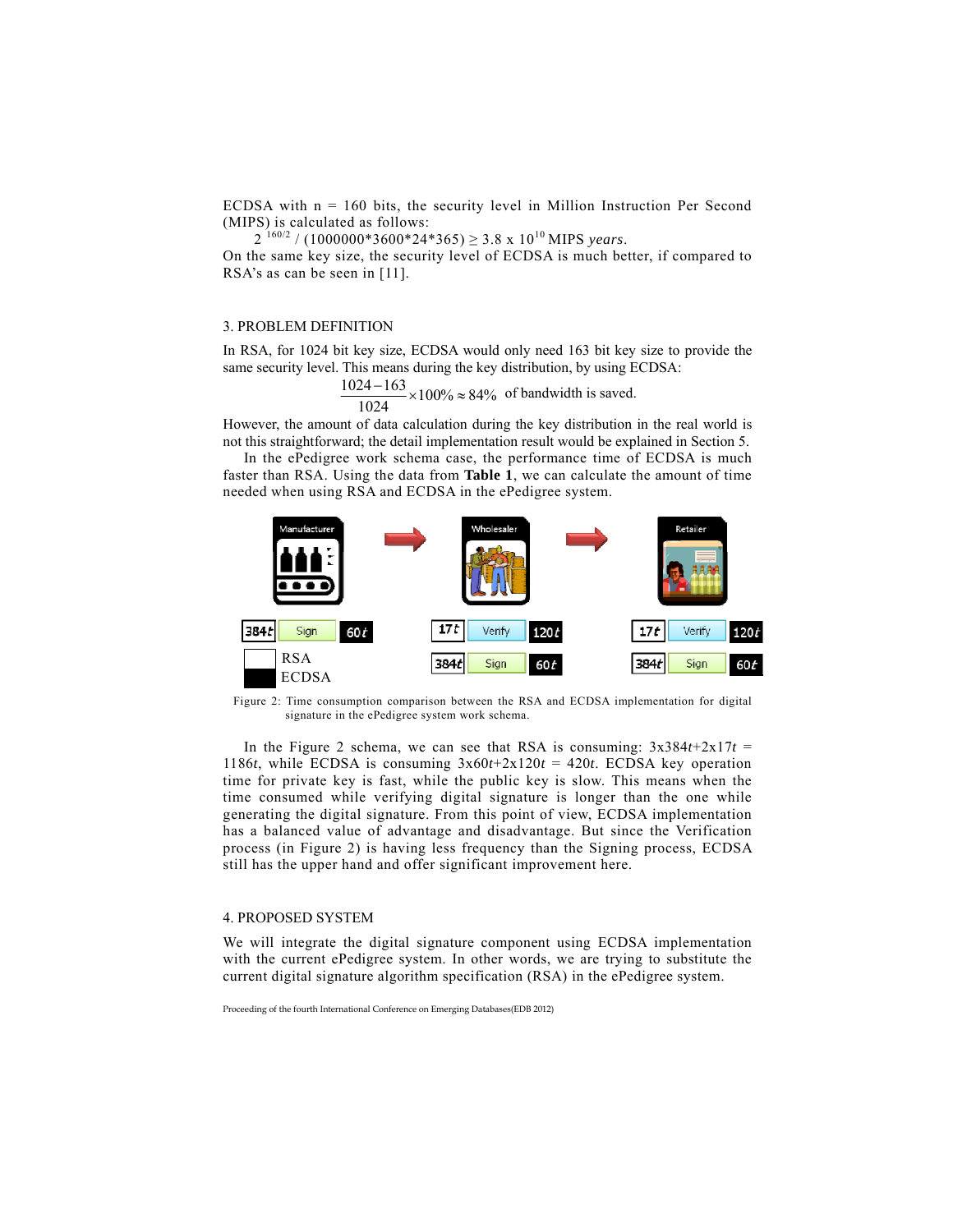ECDSA with n = 160 bits, the security level in Million Instruction Per Second (MIPS) is calculated as follows:

$2^{160/2} / (1000000*3600*24*365) \geq 3.8 \times 10^{10}$ MIPS *years*.

On the same key size, the security level of ECDSA is much better, if compared to RSA's as can be seen in [11].

## 3. PROBLEM DEFINITION

In RSA, for 1024 bit key size, ECDSA would only need 163 bit key size to provide the same security level. This means during the key distribution, by using ECDSA:

$$\frac{1024-163}{1024} \times 100\% \approx 84\% \text{ of bandwidth is saved.}$$

However, the amount of data calculation during the key distribution in the real world is not this straightforward; the detail implementation result would be explained in Section 5.

In the ePedigree work schema case, the performance time of ECDSA is much faster than RSA. Using the data from **Table 1**, we can calculate the amount of time needed when using RSA and ECDSA in the ePedigree system.

Figure 2: Time consumption comparison between the RSA and ECDSA implementation for digital signature in the ePedigree system work schema.

In the Figure 2 schema, we can see that RSA is consuming: $3 \times 384t + 2 \times 17t = 1186t$, while ECDSA is consuming $3 \times 60t + 2 \times 120t = 420t$. ECDSA key operation time for private key is fast, while the public key is slow. This means when the time consumed while verifying digital signature is longer than the one while generating the digital signature. From this point of view, ECDSA implementation has a balanced value of advantage and disadvantage. But since the Verification process (in Figure 2) is having less frequency than the Signing process, ECDSA still has the upper hand and offer significant improvement here.

## 4. PROPOSED SYSTEM

We will integrate the digital signature component using ECDSA implementation with the current ePedigree system. In other words, we are trying to substitute the current digital signature algorithm specification (RSA) in the ePedigree system.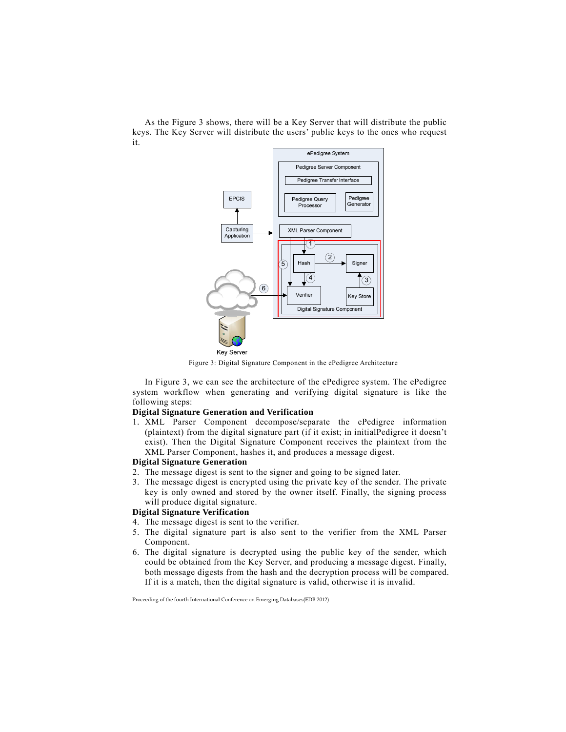As the Figure 3 shows, there will be a Key Server that will distribute the public keys. The Key Server will distribute the users' public keys to the ones who request it.

Figure 3: Digital Signature Component in the ePedigree Architecture

In Figure 3, we can see the architecture of the ePedigree system. The ePedigree system workflow when generating and verifying digital signature is like the following steps:

**Digital Signature Generation and Verification**

1. XML Parser Component decompose/separate the ePedigree information (plaintext) from the digital signature part (if it exist; in initialPedigree it doesn't exist). Then the Digital Signature Component receives the plaintext from the XML Parser Component, hashes it, and produces a message digest.

**Digital Signature Generation**

2. The message digest is sent to the signer and going to be signed later.
3. The message digest is encrypted using the private key of the sender. The private key is only owned and stored by the owner itself. Finally, the signing process will produce digital signature.

**Digital Signature Verification**

4. The message digest is sent to the verifier.
5. The digital signature part is also sent to the verifier from the XML Parser Component.
6. The digital signature is decrypted using the public key of the sender, which could be obtained from the Key Server, and producing a message digest. Finally, both message digests from the hash and the decryption process will be compared. If it is a match, then the digital signature is valid, otherwise it is invalid.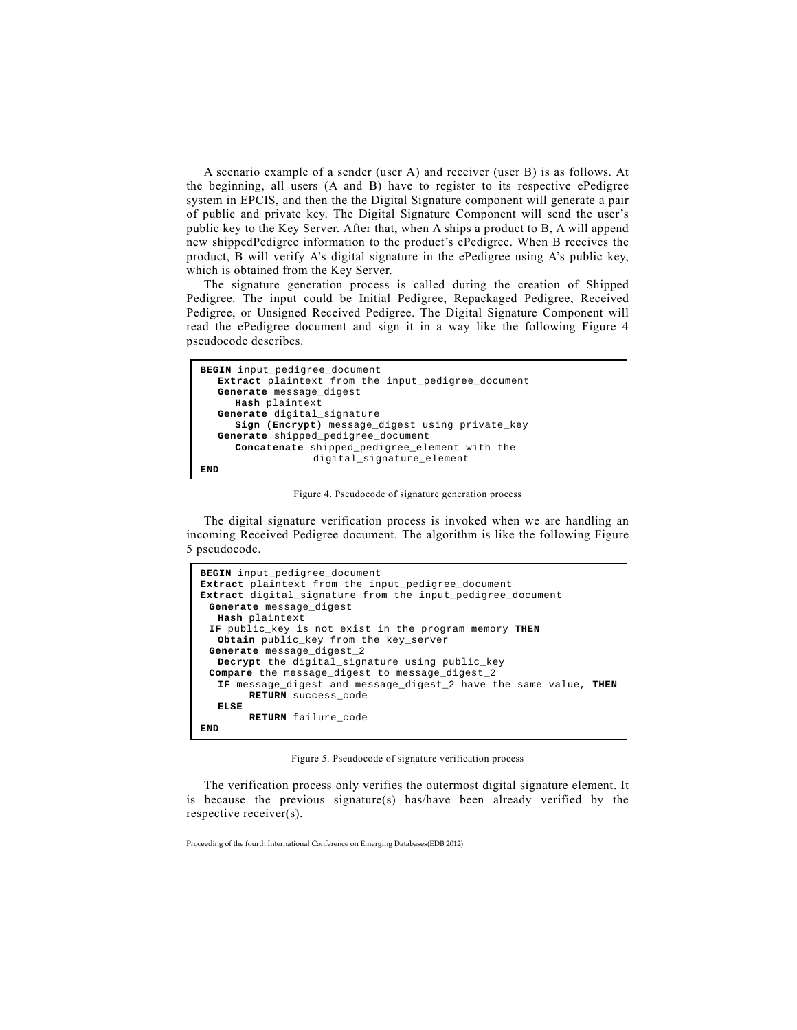A scenario example of a sender (user A) and receiver (user B) is as follows. At the beginning, all users (A and B) have to register to its respective ePedigree system in EPCIS, and then the the Digital Signature component will generate a pair of public and private key. The Digital Signature Component will send the user's public key to the Key Server. After that, when A ships a product to B, A will append new shippedPedigree information to the product's ePedigree. When B receives the product, B will verify A's digital signature in the ePedigree using A's public key, which is obtained from the Key Server.

The signature generation process is called during the creation of Shipped Pedigree. The input could be Initial Pedigree, Repackaged Pedigree, Received Pedigree, or Unsigned Received Pedigree. The Digital Signature Component will read the ePedigree document and sign it in a way like the following Figure 4 pseudocode describes.

```
BEGIN input_pedigree_document
   Extract plaintext from the input_pedigree_document
   Generate message_digest
      Hash plaintext
   Generate digital_signature
      Sign (Encrypt) message_digest using private_key
   Generate shipped_pedigree_document
      Concatenate shipped_pedigree_element with the
                   digital_signature_element
END
```

Figure 4. Pseudocode of signature generation process

The digital signature verification process is invoked when we are handling an incoming Received Pedigree document. The algorithm is like the following Figure 5 pseudocode.

```
BEGIN input_pedigree_document
Extract plaintext from the input_pedigree_document
Extract digital_signature from the input_pedigree_document
  Generate message_digest
    Hash plaintext
  IF public_key is not exist in the program memory THEN
    Obtain public_key from the key_server
  Generate message_digest_2
    Decrypt the digital_signature using public_key
  Compare the message_digest to message_digest_2
    IF message_digest and message_digest_2 have the same value, THEN
        RETURN success_code
    ELSE
        RETURN failure_code
END
```

Figure 5. Pseudocode of signature verification process

The verification process only verifies the outermost digital signature element. It is because the previous signature(s) has/have been already verified by the respective receiver(s).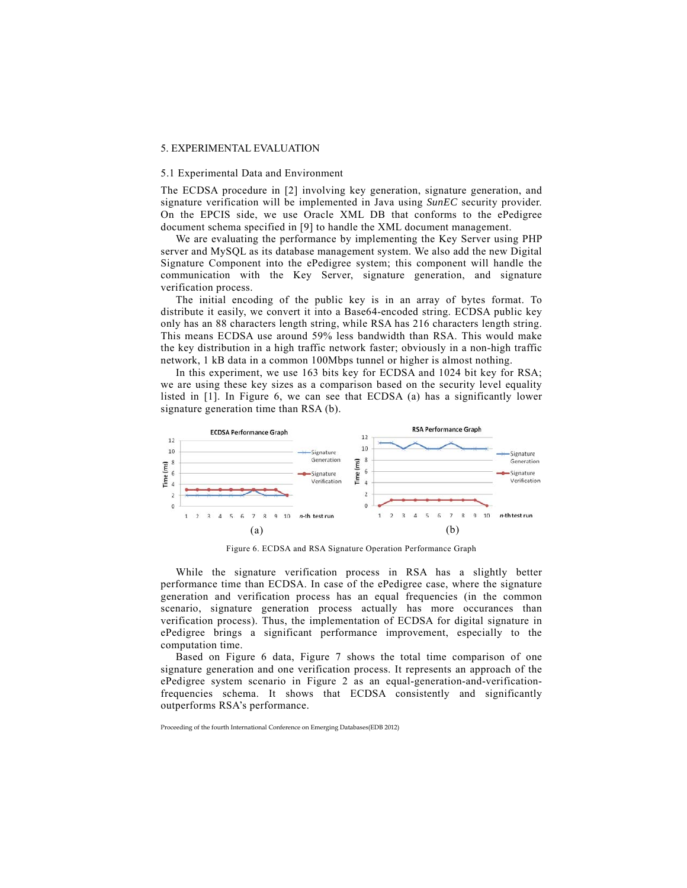## 5. EXPERIMENTAL EVALUATION

### 5.1 Experimental Data and Environment

The ECDSA procedure in [2] involving key generation, signature generation, and signature verification will be implemented in Java using *SunEC* security provider. On the EPCIS side, we use Oracle XML DB that conforms to the ePedigree document schema specified in [9] to handle the XML document management.

We are evaluating the performance by implementing the Key Server using PHP server and MySQL as its database management system. We also add the new Digital Signature Component into the ePedigree system; this component will handle the communication with the Key Server, signature generation, and signature verification process.

The initial encoding of the public key is in an array of bytes format. To distribute it easily, we convert it into a Base64-encoded string. ECDSA public key only has an 88 characters length string, while RSA has 216 characters length string. This means ECDSA use around 59% less bandwidth than RSA. This would make the key distribution in a high traffic network faster; obviously in a non-high traffic network, 1 kB data in a common 100Mbps tunnel or higher is almost nothing.

In this experiment, we use 163 bits key for ECDSA and 1024 bit key for RSA; we are using these key sizes as a comparison based on the security level equality listed in [1]. In Figure 6, we can see that ECDSA (a) has a significantly lower signature generation time than RSA (b).

Figure 6. ECDSA and RSA Signature Operation Performance Graph

While the signature verification process in RSA has a slightly better performance time than ECDSA. In case of the ePedigree case, where the signature generation and verification process has an equal frequencies (in the common scenario, signature generation process actually has more occurances than verification process). Thus, the implementation of ECDSA for digital signature in ePedigree brings a significant performance improvement, especially to the computation time.

Based on Figure 6 data, Figure 7 shows the total time comparison of one signature generation and one verification process. It represents an approach of the ePedigree system scenario in Figure 2 as an equal-generation-and-verification-frequencies schema. It shows that ECDSA consistently and significantly outperforms RSA's performance.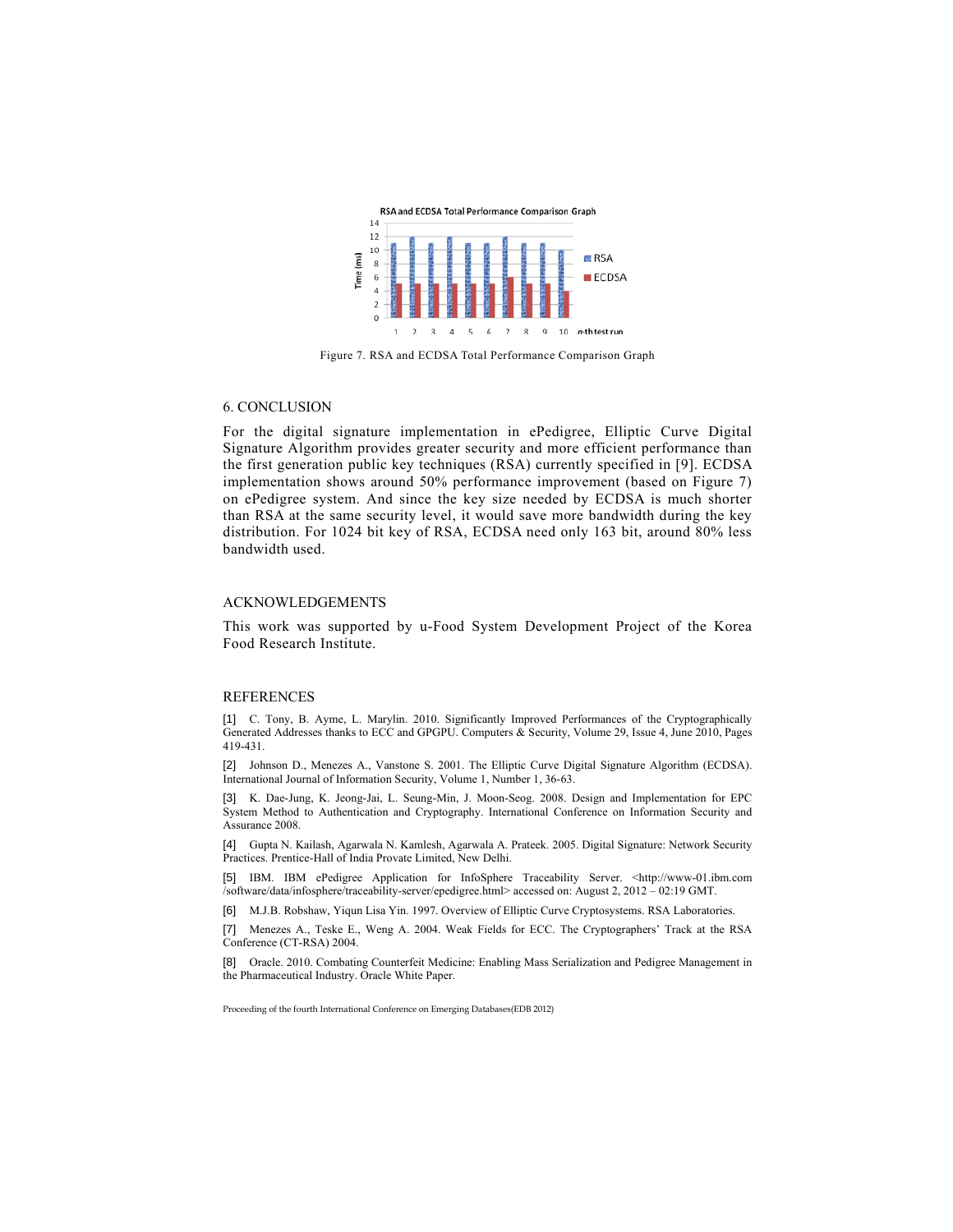Figure 7. RSA and ECDSA Total Performance Comparison Graph

## 6. CONCLUSION

For the digital signature implementation in ePedigree, Elliptic Curve Digital Signature Algorithm provides greater security and more efficient performance than the first generation public key techniques (RSA) currently specified in [9]. ECDSA implementation shows around 50% performance improvement (based on Figure 7) on ePedigree system. And since the key size needed by ECDSA is much shorter than RSA at the same security level, it would save more bandwidth during the key distribution. For 1024 bit key of RSA, ECDSA need only 163 bit, around 80% less bandwidth used.

## ACKNOWLEDGEMENTS

This work was supported by u-Food System Development Project of the Korea Food Research Institute.

## REFERENCES

[1] C. Tony, B. Ayme, L. Marylin. 2010. Significantly Improved Performances of the Cryptographically Generated Addresses thanks to ECC and GPGPU. Computers & Security, Volume 29, Issue 4, June 2010, Pages 419-431.

[2] Johnson D., Menezes A., Vanstone S. 2001. The Elliptic Curve Digital Signature Algorithm (ECDSA). International Journal of Information Security, Volume 1, Number 1, 36-63.

[3] K. Dae-Jung, K. Jeong-Jai, L. Seung-Min, J. Moon-Seog. 2008. Design and Implementation for EPC System Method to Authentication and Cryptography. International Conference on Information Security and Assurance 2008.

[4] Gupta N. Kailash, Agarwala N. Kamlesh, Agarwala A. Prateek. 2005. Digital Signature: Network Security Practices. Prentice-Hall of India Provate Limited, New Delhi.

[5] IBM. IBM ePedigree Application for InfoSphere Traceability Server. <http://www-01.ibm.com /software/data/infosphere/traceability-server/epedigree.html> accessed on: August 2, 2012 – 02:19 GMT.

[6] M.J.B. Robshaw, Yiqun Lisa Yin. 1997. Overview of Elliptic Curve Cryptosystems. RSA Laboratories.

[7] Menezes A., Teske E., Weng A. 2004. Weak Fields for ECC. The Cryptographers' Track at the RSA Conference (CT-RSA) 2004.

[8] Oracle. 2010. Combating Counterfeit Medicine: Enabling Mass Serialization and Pedigree Management in the Pharmaceutical Industry. Oracle White Paper.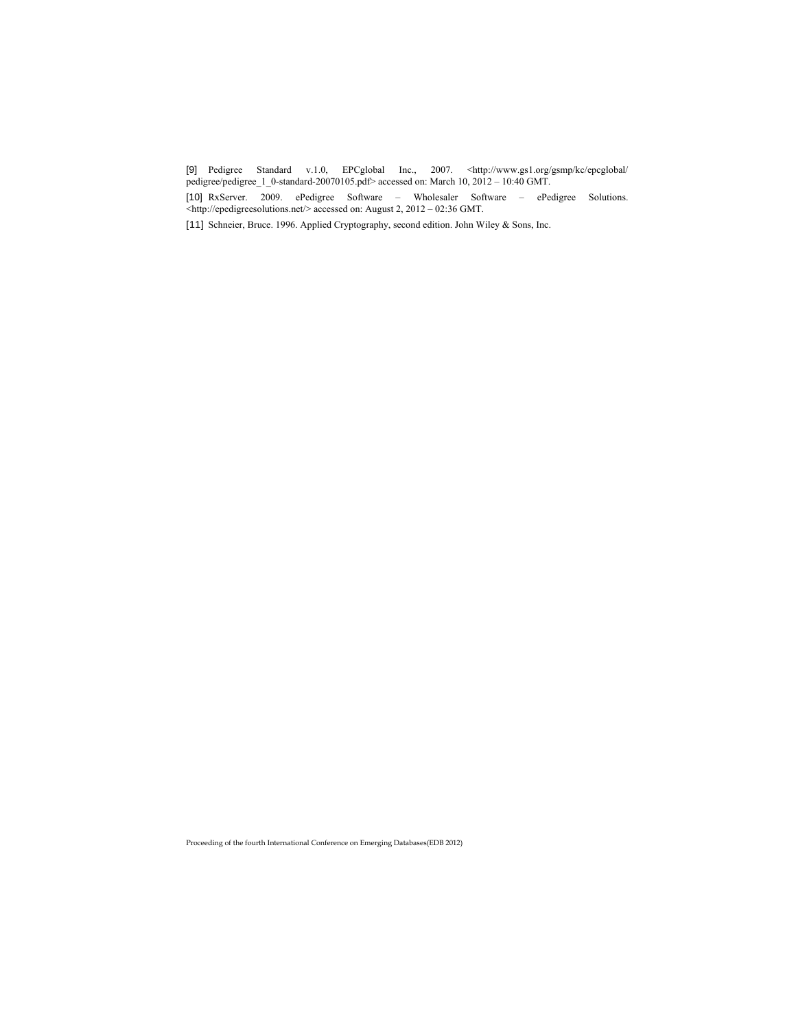[9] Pedigree Standard v.1.0, EPCglobal Inc., 2007. <http://www.gs1.org/gsmp/kc/epcglobal/pedigree/pedigree_1_0-standard-20070105.pdf> accessed on: March 10, 2012 – 10:40 GMT.

[10] RxServer. 2009. ePedigree Software – Wholesaler Software – ePedigree Solutions. <http://epedigreesolutions.net/> accessed on: August 2, 2012 – 02:36 GMT.

[11] Schneier, Bruce. 1996. Applied Cryptography, second edition. John Wiley & Sons, Inc.